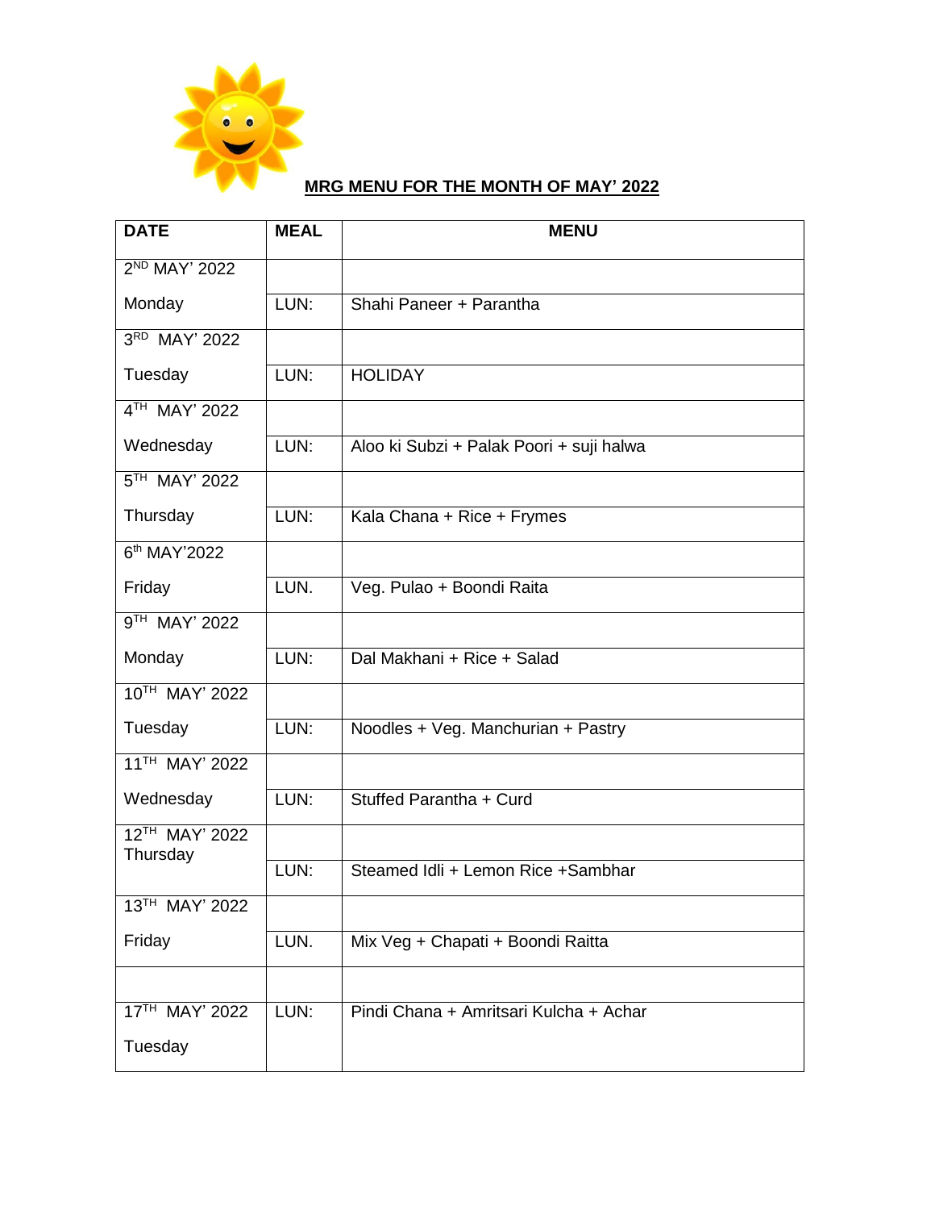**MRG MENU FOR THE MONTH OF MAY' 2022**

| DATE | MEAL | MENU |
| --- | --- | --- |
| 2ND MAY' 2022 Monday | LUN: | Shahi Paneer + Parantha |
| 3RD MAY' 2022 Tuesday | LUN: | HOLIDAY |
| 4TH MAY' 2022 Wednesday | LUN: | Aloo ki Subzi + Palak Poori + suji halwa |
| 5TH MAY' 2022 Thursday | LUN: | Kala Chana + Rice + Frymes |
| 6th MAY'2022 Friday | LUN. | Veg. Pulao + Boondi Raita |
| 9TH MAY' 2022 Monday | LUN: | Dal Makhani + Rice + Salad |
| 10TH MAY' 2022 Tuesday | LUN: | Noodles + Veg. Manchurian + Pastry |
| 11TH MAY' 2022 Wednesday | LUN: | Stuffed Parantha + Curd |
| 12TH MAY' 2022 Thursday | LUN: | Steamed Idli + Lemon Rice +Sambhar |
| 13TH MAY' 2022 Friday | LUN. | Mix Veg + Chapati + Boondi Raitta |
| 17TH MAY' 2022 Tuesday | LUN: | Pindi Chana + Amritsari Kulcha + Achar |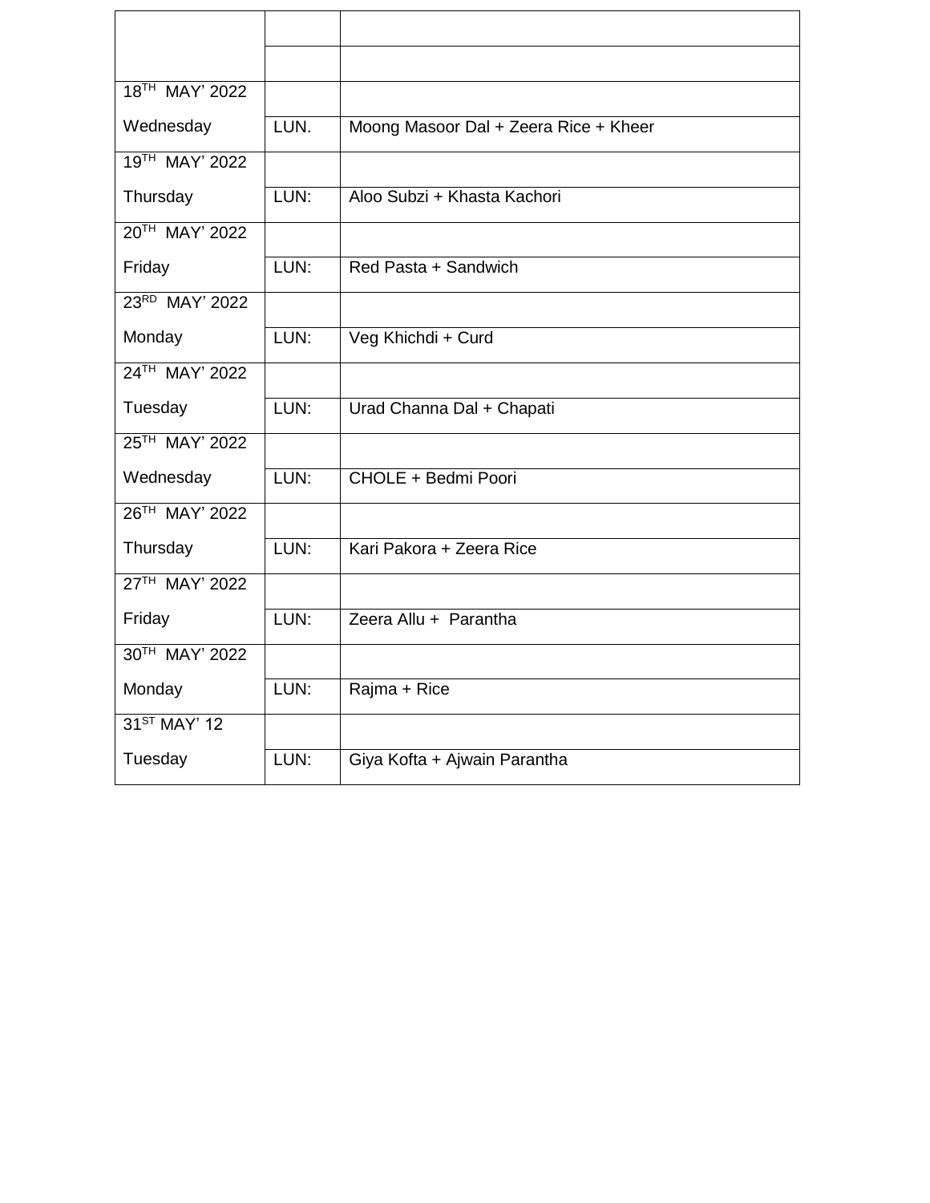| | | |
|---|---|---|
| | | |
| 18TH MAY' 2022 Wednesday | | |
| | LUN. | Moong Masoor Dal + Zeera Rice + Kheer |
| 19TH MAY' 2022 Thursday | | |
| | LUN: | Aloo Subzi + Khasta Kachori |
| 20TH MAY' 2022 Friday | | |
| | LUN: | Red Pasta + Sandwich |
| 23RD MAY' 2022 Monday | | |
| | LUN: | Veg Khichdi + Curd |
| 24TH MAY' 2022 Tuesday | | |
| | LUN: | Urad Channa Dal + Chapati |
| 25TH MAY' 2022 Wednesday | | |
| | LUN: | CHOLE + Bedmi Poori |
| 26TH MAY' 2022 Thursday | | |
| | LUN: | Kari Pakora + Zeera Rice |
| 27TH MAY' 2022 Friday | | |
| | LUN: | Zeera Allu + Parantha |
| 30TH MAY' 2022 Monday | | |
| | LUN: | Rajma + Rice |
| 31ST MAY' 12 Tuesday | | |
| | LUN: | Giya Kofta + Ajwain Parantha |